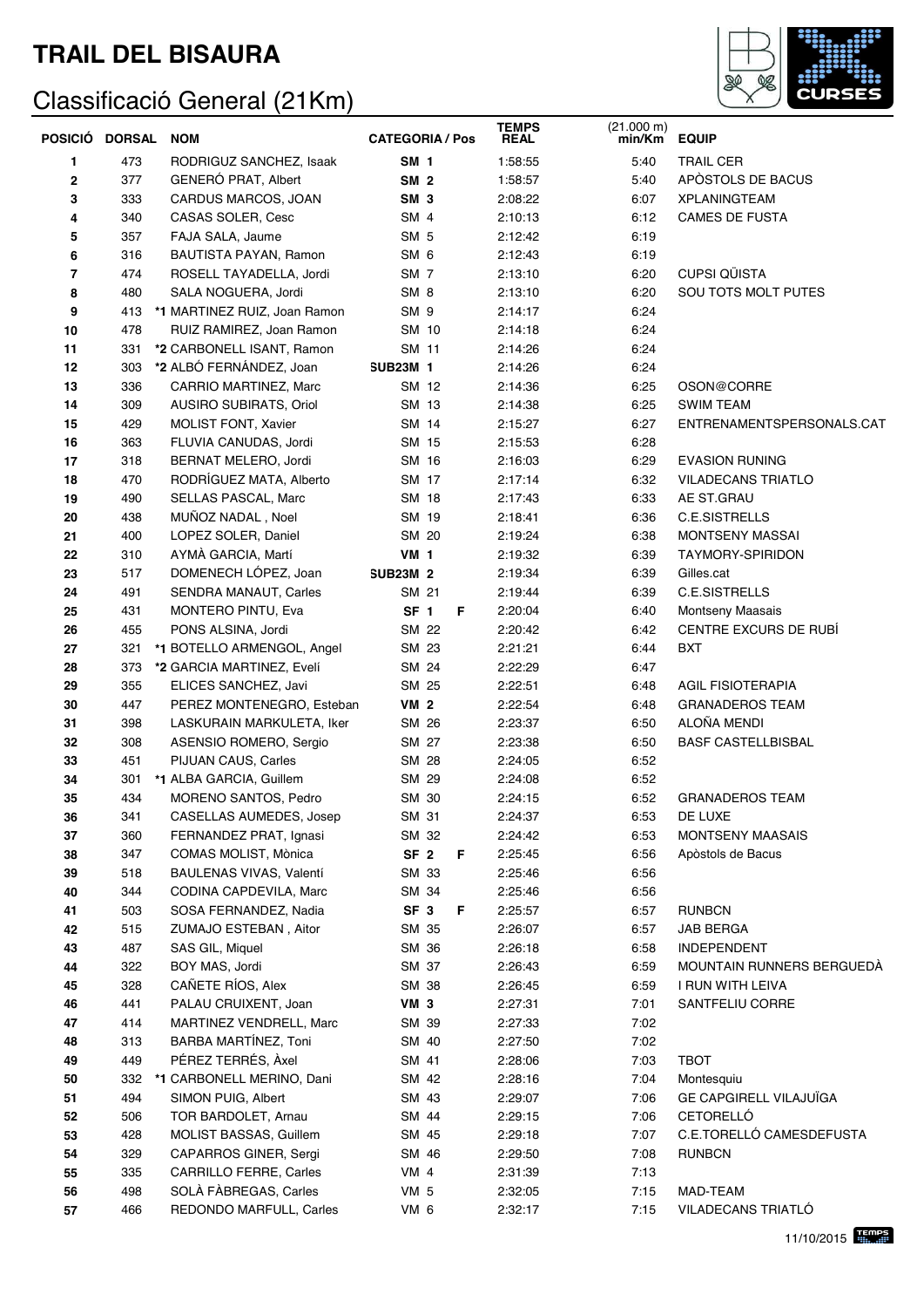# TRAIL DEL BISAURA

## Classificació General (21Km)

| POSICIÓ | DORSAL | NOM | CATEGORIA / Pos | | | TEMPS REAL | (21.000 m) min/Km | EQUIP |
|---|---|---|---|---|---|---|---|---|
| 1 | 473 | RODRIGUZ SANCHEZ, Isaak | **SM** | **1** | | 1:58:55 | 5:40 | TRAIL CER |
| 2 | 377 | GENERÓ PRAT, Albert | **SM** | **2** | | 1:58:57 | 5:40 | APÒSTOLS DE BACUS |
| 3 | 333 | CARDUS MARCOS, JOAN | **SM** | **3** | | 2:08:22 | 6:07 | XPLANINGTEAM |
| 4 | 340 | CASAS SOLER, Cesc | SM | 4 | | 2:10:13 | 6:12 | CAMES DE FUSTA |
| 5 | 357 | FAJA SALA, Jaume | SM | 5 | | 2:12:42 | 6:19 | |
| 6 | 316 | BAUTISTA PAYAN, Ramon | SM | 6 | | 2:12:43 | 6:19 | |
| 7 | 474 | ROSELL TAYADELLA, Jordi | SM | 7 | | 2:13:10 | 6:20 | CUPSI QÜISTA |
| 8 | 480 | SALA NOGUERA, Jordi | SM | 8 | | 2:13:10 | 6:20 | SOU TOTS MOLT PUTES |
| 9 | 413 | *1 MARTINEZ RUIZ, Joan Ramon | SM | 9 | | 2:14:17 | 6:24 | |
| 10 | 478 | RUIZ RAMIREZ, Joan Ramon | SM | 10 | | 2:14:18 | 6:24 | |
| 11 | 331 | *2 CARBONELL ISANT, Ramon | SM | 11 | | 2:14:26 | 6:24 | |
| 12 | 303 | *2 ALBÓ FERNÁNDEZ, Joan | **SUB23M** | **1** | | 2:14:26 | 6:24 | |
| 13 | 336 | CARRIO MARTINEZ, Marc | SM | 12 | | 2:14:36 | 6:25 | OSON@CORRE |
| 14 | 309 | AUSIRO SUBIRATS, Oriol | SM | 13 | | 2:14:38 | 6:25 | SWIM TEAM |
| 15 | 429 | MOLIST FONT, Xavier | SM | 14 | | 2:15:27 | 6:27 | ENTRENAMENTSPERSONALS.CAT |
| 16 | 363 | FLUVIA CANUDAS, Jordi | SM | 15 | | 2:15:53 | 6:28 | |
| 17 | 318 | BERNAT MELERO, Jordi | SM | 16 | | 2:16:03 | 6:29 | EVASION RUNING |
| 18 | 470 | RODRÍGUEZ MATA, Alberto | SM | 17 | | 2:17:14 | 6:32 | VILADECANS TRIATLO |
| 19 | 490 | SELLAS PASCAL, Marc | SM | 18 | | 2:17:43 | 6:33 | AE ST.GRAU |
| 20 | 438 | MUÑOZ NADAL , Noel | SM | 19 | | 2:18:41 | 6:36 | C.E.SISTRELLS |
| 21 | 400 | LOPEZ SOLER, Daniel | SM | 20 | | 2:19:24 | 6:38 | MONTSENY MASSAI |
| 22 | 310 | AYMÀ GARCIA, Martí | **VM** | **1** | | 2:19:32 | 6:39 | TAYMORY-SPIRIDON |
| 23 | 517 | DOMENECH LÓPEZ, Joan | **SUB23M** | **2** | | 2:19:34 | 6:39 | Gilles.cat |
| 24 | 491 | SENDRA MANAUT, Carles | SM | 21 | | 2:19:44 | 6:39 | C.E.SISTRELLS |
| 25 | 431 | MONTERO PINTU, Eva | **SF** | **1** | **F** | 2:20:04 | 6:40 | Montseny Maasais |
| 26 | 455 | PONS ALSINA, Jordi | SM | 22 | | 2:20:42 | 6:42 | CENTRE EXCURS DE RUBÍ |
| 27 | 321 | *1 BOTELLO ARMENGOL, Angel | SM | 23 | | 2:21:21 | 6:44 | BXT |
| 28 | 373 | *2 GARCIA MARTINEZ, Evelí | SM | 24 | | 2:22:29 | 6:47 | |
| 29 | 355 | ELICES SANCHEZ, Javi | SM | 25 | | 2:22:51 | 6:48 | AGIL FISIOTERAPIA |
| 30 | 447 | PEREZ MONTENEGRO, Esteban | **VM** | **2** | | 2:22:54 | 6:48 | GRANADEROS TEAM |
| 31 | 398 | LASKURAIN MARKULETA, Iker | SM | 26 | | 2:23:37 | 6:50 | ALOÑA MENDI |
| 32 | 308 | ASENSIO ROMERO, Sergio | SM | 27 | | 2:23:38 | 6:50 | BASF CASTELLBISBAL |
| 33 | 451 | PIJUAN CAUS, Carles | SM | 28 | | 2:24:05 | 6:52 | |
| 34 | 301 | *1 ALBA GARCIA, Guillem | SM | 29 | | 2:24:08 | 6:52 | |
| 35 | 434 | MORENO SANTOS, Pedro | SM | 30 | | 2:24:15 | 6:52 | GRANADEROS TEAM |
| 36 | 341 | CASELLAS AUMEDES, Josep | SM | 31 | | 2:24:37 | 6:53 | DE LUXE |
| 37 | 360 | FERNANDEZ PRAT, Ignasi | SM | 32 | | 2:24:42 | 6:53 | MONTSENY MAASAIS |
| 38 | 347 | COMAS MOLIST, Mònica | **SF** | **2** | **F** | 2:25:45 | 6:56 | Apòstols de Bacus |
| 39 | 518 | BAULENAS VIVAS, Valentí | SM | 33 | | 2:25:46 | 6:56 | |
| 40 | 344 | CODINA CAPDEVILA, Marc | SM | 34 | | 2:25:46 | 6:56 | |
| 41 | 503 | SOSA FERNANDEZ, Nadia | **SF** | **3** | **F** | 2:25:57 | 6:57 | RUNBCN |
| 42 | 515 | ZUMAJO ESTEBAN , Aitor | SM | 35 | | 2:26:07 | 6:57 | JAB BERGA |
| 43 | 487 | SAS GIL, Miquel | SM | 36 | | 2:26:18 | 6:58 | INDEPENDENT |
| 44 | 322 | BOY MAS, Jordi | SM | 37 | | 2:26:43 | 6:59 | MOUNTAIN RUNNERS BERGUEDÀ |
| 45 | 328 | CAÑETE RÍOS, Alex | SM | 38 | | 2:26:45 | 6:59 | I RUN WITH LEIVA |
| 46 | 441 | PALAU CRUIXENT, Joan | **VM** | **3** | | 2:27:31 | 7:01 | SANTFELIU CORRE |
| 47 | 414 | MARTINEZ VENDRELL, Marc | SM | 39 | | 2:27:33 | 7:02 | |
| 48 | 313 | BARBA MARTÍNEZ, Toni | SM | 40 | | 2:27:50 | 7:02 | |
| 49 | 449 | PÉREZ TERRÉS, Àxel | SM | 41 | | 2:28:06 | 7:03 | TBOT |
| 50 | 332 | *1 CARBONELL MERINO, Dani | SM | 42 | | 2:28:16 | 7:04 | Montesquiu |
| 51 | 494 | SIMON PUIG, Albert | SM | 43 | | 2:29:07 | 7:06 | GE CAPGIRELL VILAJUÏGA |
| 52 | 506 | TOR BARDOLET, Arnau | SM | 44 | | 2:29:15 | 7:06 | CETORELLÓ |
| 53 | 428 | MOLIST BASSAS, Guillem | SM | 45 | | 2:29:18 | 7:07 | C.E.TORELLÓ CAMESDEFUSTA |
| 54 | 329 | CAPARROS GINER, Sergi | SM | 46 | | 2:29:50 | 7:08 | RUNBCN |
| 55 | 335 | CARRILLO FERRE, Carles | VM | 4 | | 2:31:39 | 7:13 | |
| 56 | 498 | SOLÀ FÀBREGAS, Carles | VM | 5 | | 2:32:05 | 7:15 | MAD-TEAM |
| 57 | 466 | REDONDO MARFULL, Carles | VM | 6 | | 2:32:17 | 7:15 | VILADECANS TRIATLÓ |

11/10/2015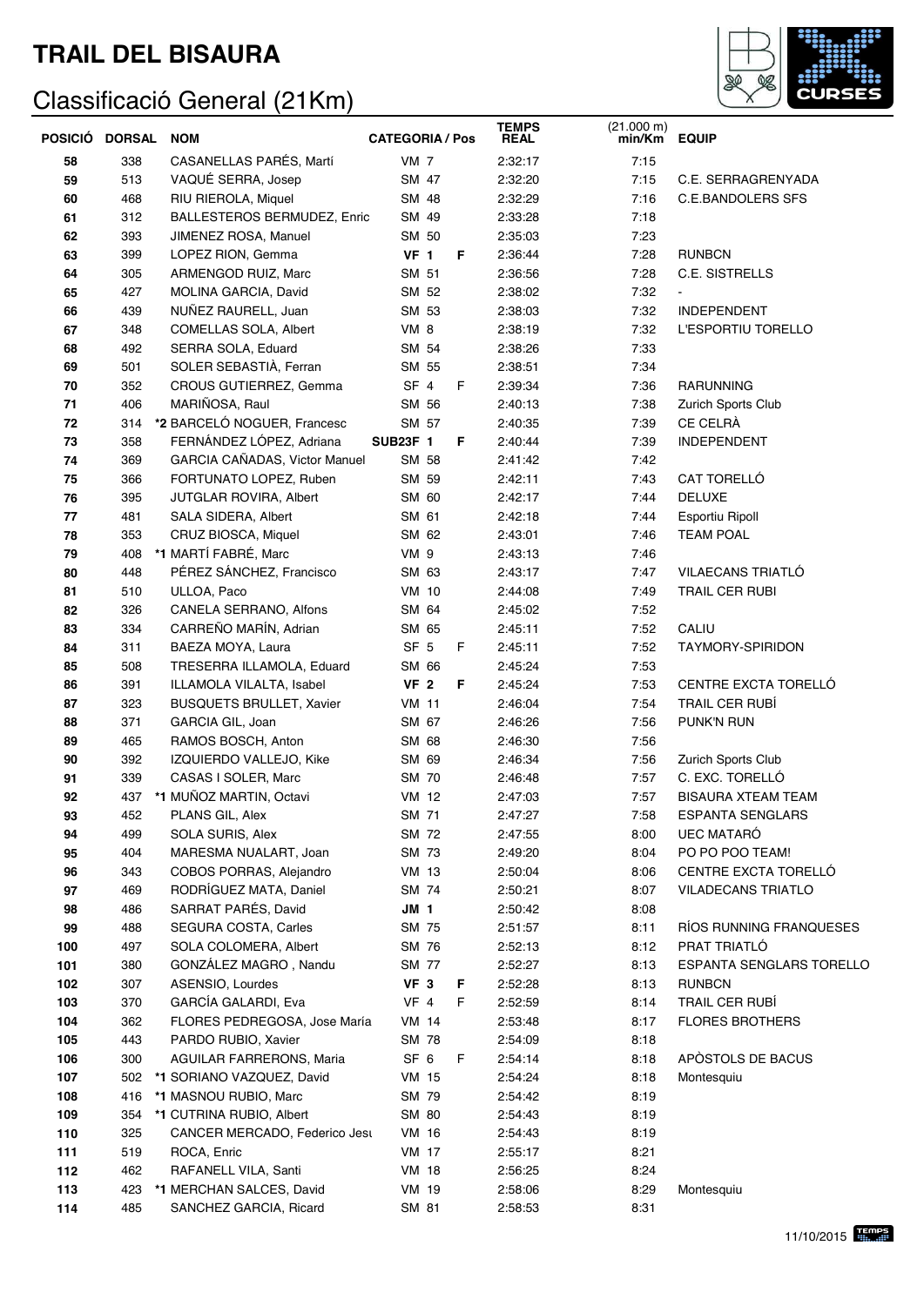# TRAIL DEL BISAURA

## Classificació General (21Km)

| POSICIÓ | DORSAL | NOM | CATEGORIA / Pos | | TEMPS REAL | (21.000 m) min/Km | EQUIP |
|---|---|---|---|---|---|---|---|
| 58 | 338 | CASANELLAS PARÉS, Martí | VM 7 | | 2:32:17 | 7:15 | |
| 59 | 513 | VAQUÉ SERRA, Josep | SM 47 | | 2:32:20 | 7:15 | C.E. SERRAGRENYADA |
| 60 | 468 | RIU RIEROLA, Miquel | SM 48 | | 2:32:29 | 7:16 | C.E.BANDOLERS SFS |
| 61 | 312 | BALLESTEROS BERMUDEZ, Enric | SM 49 | | 2:33:28 | 7:18 | |
| 62 | 393 | JIMENEZ ROSA, Manuel | SM 50 | | 2:35:03 | 7:23 | |
| 63 | 399 | LOPEZ RION, Gemma | **VF 1** | **F** | 2:36:44 | 7:28 | RUNBCN |
| 64 | 305 | ARMENGOD RUIZ, Marc | SM 51 | | 2:36:56 | 7:28 | C.E. SISTRELLS |
| 65 | 427 | MOLINA GARCIA, David | SM 52 | | 2:38:02 | 7:32 | - |
| 66 | 439 | NUÑEZ RAURELL, Juan | SM 53 | | 2:38:03 | 7:32 | INDEPENDENT |
| 67 | 348 | COMELLAS SOLA, Albert | VM 8 | | 2:38:19 | 7:32 | L'ESPORTIU TORELLO |
| 68 | 492 | SERRA SOLA, Eduard | SM 54 | | 2:38:26 | 7:33 | |
| 69 | 501 | SOLER SEBASTIÀ, Ferran | SM 55 | | 2:38:51 | 7:34 | |
| 70 | 352 | CROUS GUTIERREZ, Gemma | SF 4 | F | 2:39:34 | 7:36 | RARUNNING |
| 71 | 406 | MARIÑOSA, Raul | SM 56 | | 2:40:13 | 7:38 | Zurich Sports Club |
| 72 | 314 | *2 BARCELÓ NOGUER, Francesc | SM 57 | | 2:40:35 | 7:39 | CE CELRÀ |
| 73 | 358 | FERNÁNDEZ LÓPEZ, Adriana | **SUB23F 1** | **F** | 2:40:44 | 7:39 | INDEPENDENT |
| 74 | 369 | GARCIA CAÑADAS, Victor Manuel | SM 58 | | 2:41:42 | 7:42 | |
| 75 | 366 | FORTUNATO LOPEZ, Ruben | SM 59 | | 2:42:11 | 7:43 | CAT TORELLÓ |
| 76 | 395 | JUTGLAR ROVIRA, Albert | SM 60 | | 2:42:17 | 7:44 | DELUXE |
| 77 | 481 | SALA SIDERA, Albert | SM 61 | | 2:42:18 | 7:44 | Esportiu Ripoll |
| 78 | 353 | CRUZ BIOSCA, Miquel | SM 62 | | 2:43:01 | 7:46 | TEAM POAL |
| 79 | 408 | *1 MARTÍ FABRÉ, Marc | VM 9 | | 2:43:13 | 7:46 | |
| 80 | 448 | PÉREZ SÁNCHEZ, Francisco | SM 63 | | 2:43:17 | 7:47 | VILAECANS TRIATLÓ |
| 81 | 510 | ULLOA, Paco | VM 10 | | 2:44:08 | 7:49 | TRAIL CER RUBI |
| 82 | 326 | CANELA SERRANO, Alfons | SM 64 | | 2:45:02 | 7:52 | |
| 83 | 334 | CARREÑO MARÍN, Adrian | SM 65 | | 2:45:11 | 7:52 | CALIU |
| 84 | 311 | BAEZA MOYA, Laura | SF 5 | F | 2:45:11 | 7:52 | TAYMORY-SPIRIDON |
| 85 | 508 | TRESERRA ILLAMOLA, Eduard | SM 66 | | 2:45:24 | 7:53 | |
| 86 | 391 | ILLAMOLA VILALTA, Isabel | **VF 2** | **F** | 2:45:24 | 7:53 | CENTRE EXCTA TORELLÓ |
| 87 | 323 | BUSQUETS BRULLET, Xavier | VM 11 | | 2:46:04 | 7:54 | TRAIL CER RUBÍ |
| 88 | 371 | GARCIA GIL, Joan | SM 67 | | 2:46:26 | 7:56 | PUNK'N RUN |
| 89 | 465 | RAMOS BOSCH, Anton | SM 68 | | 2:46:30 | 7:56 | |
| 90 | 392 | IZQUIERDO VALLEJO, Kike | SM 69 | | 2:46:34 | 7:56 | Zurich Sports Club |
| 91 | 339 | CASAS I SOLER, Marc | SM 70 | | 2:46:48 | 7:57 | C. EXC. TORELLÓ |
| 92 | 437 | *1 MUÑOZ MARTIN, Octavi | VM 12 | | 2:47:03 | 7:57 | BISAURA XTEAM TEAM |
| 93 | 452 | PLANS GIL, Alex | SM 71 | | 2:47:27 | 7:58 | ESPANTA SENGLARS |
| 94 | 499 | SOLA SURIS, Alex | SM 72 | | 2:47:55 | 8:00 | UEC MATARÓ |
| 95 | 404 | MARESMA NUALART, Joan | SM 73 | | 2:49:20 | 8:04 | PO PO POO TEAM! |
| 96 | 343 | COBOS PORRAS, Alejandro | VM 13 | | 2:50:04 | 8:06 | CENTRE EXCTA TORELLÓ |
| 97 | 469 | RODRÍGUEZ MATA, Daniel | SM 74 | | 2:50:21 | 8:07 | VILADECANS TRIATLO |
| 98 | 486 | SARRAT PARÉS, David | **JM 1** | | 2:50:42 | 8:08 | |
| 99 | 488 | SEGURA COSTA, Carles | SM 75 | | 2:51:57 | 8:11 | RÍOS RUNNING FRANQUESES |
| 100 | 497 | SOLA COLOMERA, Albert | SM 76 | | 2:52:13 | 8:12 | PRAT TRIATLÓ |
| 101 | 380 | GONZÁLEZ MAGRO , Nandu | SM 77 | | 2:52:27 | 8:13 | ESPANTA SENGLARS TORELLO |
| 102 | 307 | ASENSIO, Lourdes | **VF 3** | **F** | 2:52:28 | 8:13 | RUNBCN |
| 103 | 370 | GARCÍA GALARDI, Eva | VF 4 | F | 2:52:59 | 8:14 | TRAIL CER RUBÍ |
| 104 | 362 | FLORES PEDREGOSA, Jose María | VM 14 | | 2:53:48 | 8:17 | FLORES BROTHERS |
| 105 | 443 | PARDO RUBIO, Xavier | SM 78 | | 2:54:09 | 8:18 | |
| 106 | 300 | AGUILAR FARRERONS, Maria | SF 6 | F | 2:54:14 | 8:18 | APÒSTOLS DE BACUS |
| 107 | 502 | *1 SORIANO VAZQUEZ, David | VM 15 | | 2:54:24 | 8:18 | Montesquiu |
| 108 | 416 | *1 MASNOU RUBIO, Marc | SM 79 | | 2:54:42 | 8:19 | |
| 109 | 354 | *1 CUTRINA RUBIO, Albert | SM 80 | | 2:54:43 | 8:19 | |
| 110 | 325 | CANCER MERCADO, Federico Jesu | VM 16 | | 2:54:43 | 8:19 | |
| 111 | 519 | ROCA, Enric | VM 17 | | 2:55:17 | 8:21 | |
| 112 | 462 | RAFANELL VILA, Santi | VM 18 | | 2:56:25 | 8:24 | |
| 113 | 423 | *1 MERCHAN SALCES, David | VM 19 | | 2:58:06 | 8:29 | Montesquiu |
| 114 | 485 | SANCHEZ GARCIA, Ricard | SM 81 | | 2:58:53 | 8:31 | |

11/10/2015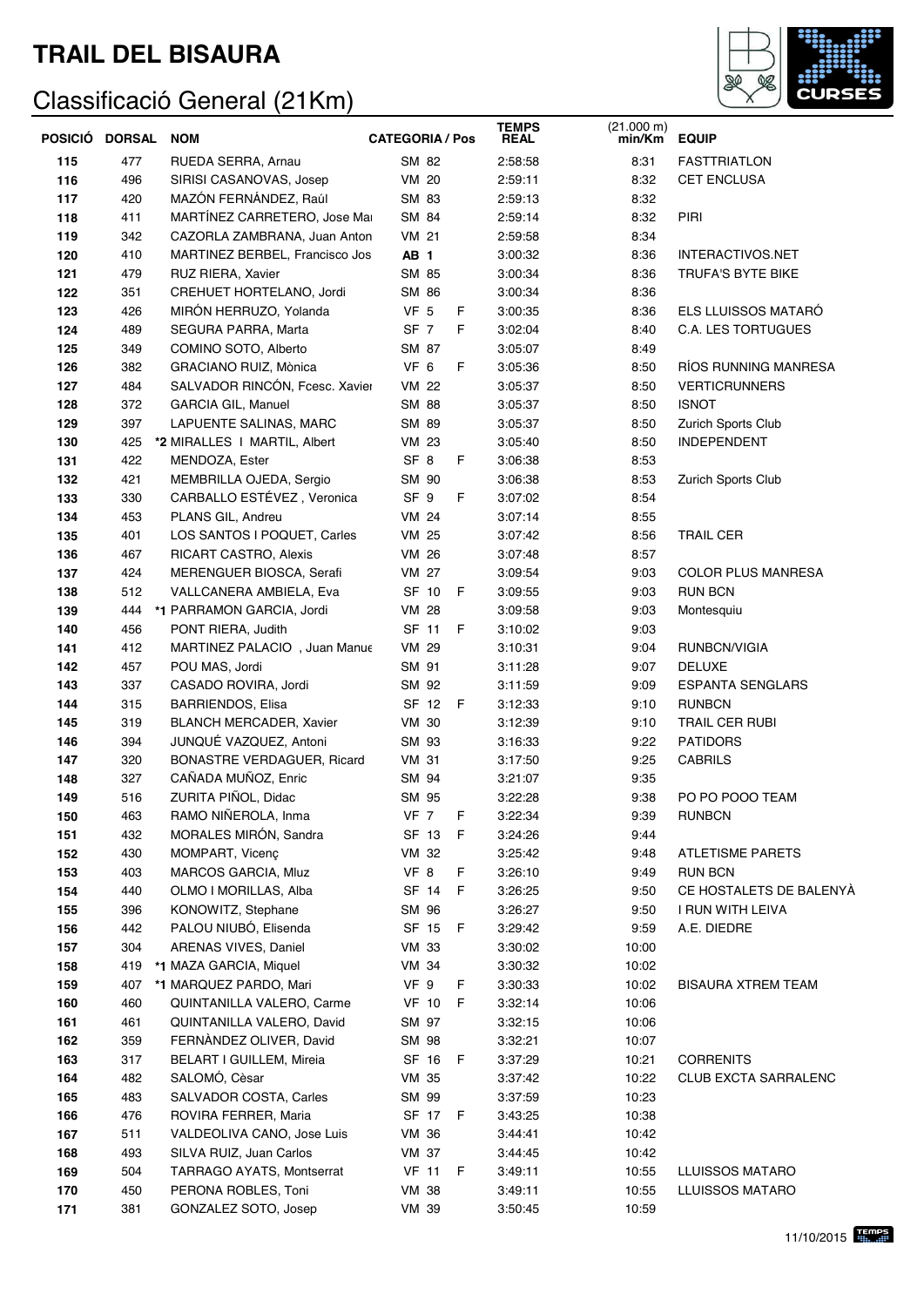# TRAIL DEL BISAURA

## Classificació General (21Km)

| POSICIÓ | DORSAL | NOM | CATEGORIA / Pos | | TEMPS REAL | (21.000 m) min/Km | EQUIP |
|---|---|---|---|---|---|---|---|
| 115 | 477 | RUEDA SERRA, Arnau | SM 82 | | 2:58:58 | 8:31 | FASTTRIATLON |
| 116 | 496 | SIRISI CASANOVAS, Josep | VM 20 | | 2:59:11 | 8:32 | CET ENCLUSA |
| 117 | 420 | MAZÓN FERNÁNDEZ, Raúl | SM 83 | | 2:59:13 | 8:32 | |
| 118 | 411 | MARTÍNEZ CARRETERO, Jose Ma | SM 84 | | 2:59:14 | 8:32 | PIRI |
| 119 | 342 | CAZORLA ZAMBRANA, Juan Anton | VM 21 | | 2:59:58 | 8:34 | |
| 120 | 410 | MARTINEZ BERBEL, Francisco Jos | **AB 1** | | 3:00:32 | 8:36 | INTERACTIVOS.NET |
| 121 | 479 | RUZ RIERA, Xavier | SM 85 | | 3:00:34 | 8:36 | TRUFA'S BYTE BIKE |
| 122 | 351 | CREHUET HORTELANO, Jordi | SM 86 | | 3:00:34 | 8:36 | |
| 123 | 426 | MIRÓN HERRUZO, Yolanda | VF 5 | F | 3:00:35 | 8:36 | ELS LLUISSOS MATARÓ |
| 124 | 489 | SEGURA PARRA, Marta | SF 7 | F | 3:02:04 | 8:40 | C.A. LES TORTUGUES |
| 125 | 349 | COMINO SOTO, Alberto | SM 87 | | 3:05:07 | 8:49 | |
| 126 | 382 | GRACIANO RUIZ, Mònica | VF 6 | F | 3:05:36 | 8:50 | RÍOS RUNNING MANRESA |
| 127 | 484 | SALVADOR RINCÓN, Fcesc. Xavier | VM 22 | | 3:05:37 | 8:50 | VERTICRUNNERS |
| 128 | 372 | GARCIA GIL, Manuel | SM 88 | | 3:05:37 | 8:50 | ISNOT |
| 129 | 397 | LAPUENTE SALINAS, MARC | SM 89 | | 3:05:37 | 8:50 | Zurich Sports Club |
| 130 | 425 | *2 MIRALLES I MARTIL, Albert | VM 23 | | 3:05:40 | 8:50 | INDEPENDENT |
| 131 | 422 | MENDOZA, Ester | SF 8 | F | 3:06:38 | 8:53 | |
| 132 | 421 | MEMBRILLA OJEDA, Sergio | SM 90 | | 3:06:38 | 8:53 | Zurich Sports Club |
| 133 | 330 | CARBALLO ESTÉVEZ , Veronica | SF 9 | F | 3:07:02 | 8:54 | |
| 134 | 453 | PLANS GIL, Andreu | VM 24 | | 3:07:14 | 8:55 | |
| 135 | 401 | LOS SANTOS I POQUET, Carles | VM 25 | | 3:07:42 | 8:56 | TRAIL CER |
| 136 | 467 | RICART CASTRO, Alexis | VM 26 | | 3:07:48 | 8:57 | |
| 137 | 424 | MERENGUER BIOSCA, Serafi | VM 27 | | 3:09:54 | 9:03 | COLOR PLUS MANRESA |
| 138 | 512 | VALLCANERA AMBIELA, Eva | SF 10 | F | 3:09:55 | 9:03 | RUN BCN |
| 139 | 444 | *1 PARRAMON GARCIA, Jordi | VM 28 | | 3:09:58 | 9:03 | Montesquiu |
| 140 | 456 | PONT RIERA, Judith | SF 11 | F | 3:10:02 | 9:03 | |
| 141 | 412 | MARTINEZ PALACIO , Juan Manue | VM 29 | | 3:10:31 | 9:04 | RUNBCN/VIGIA |
| 142 | 457 | POU MAS, Jordi | SM 91 | | 3:11:28 | 9:07 | DELUXE |
| 143 | 337 | CASADO ROVIRA, Jordi | SM 92 | | 3:11:59 | 9:09 | ESPANTA SENGLARS |
| 144 | 315 | BARRIENDOS, Elisa | SF 12 | F | 3:12:33 | 9:10 | RUNBCN |
| 145 | 319 | BLANCH MERCADER, Xavier | VM 30 | | 3:12:39 | 9:10 | TRAIL CER RUBI |
| 146 | 394 | JUNQUÉ VAZQUEZ, Antoni | SM 93 | | 3:16:33 | 9:22 | PATIDORS |
| 147 | 320 | BONASTRE VERDAGUER, Ricard | VM 31 | | 3:17:50 | 9:25 | CABRILS |
| 148 | 327 | CAÑADA MUÑOZ, Enric | SM 94 | | 3:21:07 | 9:35 | |
| 149 | 516 | ZURITA PIÑOL, Didac | SM 95 | | 3:22:28 | 9:38 | PO PO POOO TEAM |
| 150 | 463 | RAMO NIÑEROLA, Inma | VF 7 | F | 3:22:34 | 9:39 | RUNBCN |
| 151 | 432 | MORALES MIRÓN, Sandra | SF 13 | F | 3:24:26 | 9:44 | |
| 152 | 430 | MOMPART, Vicenç | VM 32 | | 3:25:42 | 9:48 | ATLETISME PARETS |
| 153 | 403 | MARCOS GARCIA, Mluz | VF 8 | F | 3:26:10 | 9:49 | RUN BCN |
| 154 | 440 | OLMO I MORILLAS, Alba | SF 14 | F | 3:26:25 | 9:50 | CE HOSTALETS DE BALENYÀ |
| 155 | 396 | KONOWITZ, Stephane | SM 96 | | 3:26:27 | 9:50 | I RUN WITH LEIVA |
| 156 | 442 | PALOU NIUBÓ, Elisenda | SF 15 | F | 3:29:42 | 9:59 | A.E. DIEDRE |
| 157 | 304 | ARENAS VIVES, Daniel | VM 33 | | 3:30:02 | 10:00 | |
| 158 | 419 | *1 MAZA GARCIA, Miquel | VM 34 | | 3:30:32 | 10:02 | |
| 159 | 407 | *1 MARQUEZ PARDO, Mari | VF 9 | F | 3:30:33 | 10:02 | BISAURA XTREM TEAM |
| 160 | 460 | QUINTANILLA VALERO, Carme | VF 10 | F | 3:32:14 | 10:06 | |
| 161 | 461 | QUINTANILLA VALERO, David | SM 97 | | 3:32:15 | 10:06 | |
| 162 | 359 | FERNÀNDEZ OLIVER, David | SM 98 | | 3:32:21 | 10:07 | |
| 163 | 317 | BELART I GUILLEM, Mireia | SF 16 | F | 3:37:29 | 10:21 | CORRENITS |
| 164 | 482 | SALOMÓ, Cèsar | VM 35 | | 3:37:42 | 10:22 | CLUB EXCTA SARRALENC |
| 165 | 483 | SALVADOR COSTA, Carles | SM 99 | | 3:37:59 | 10:23 | |
| 166 | 476 | ROVIRA FERRER, Maria | SF 17 | F | 3:43:25 | 10:38 | |
| 167 | 511 | VALDEOLIVA CANO, Jose Luis | VM 36 | | 3:44:41 | 10:42 | |
| 168 | 493 | SILVA RUIZ, Juan Carlos | VM 37 | | 3:44:45 | 10:42 | |
| 169 | 504 | TARRAGO AYATS, Montserrat | VF 11 | F | 3:49:11 | 10:55 | LLUISSOS MATARO |
| 170 | 450 | PERONA ROBLES, Toni | VM 38 | | 3:49:11 | 10:55 | LLUISSOS MATARO |
| 171 | 381 | GONZALEZ SOTO, Josep | VM 39 | | 3:50:45 | 10:59 | |

11/10/2015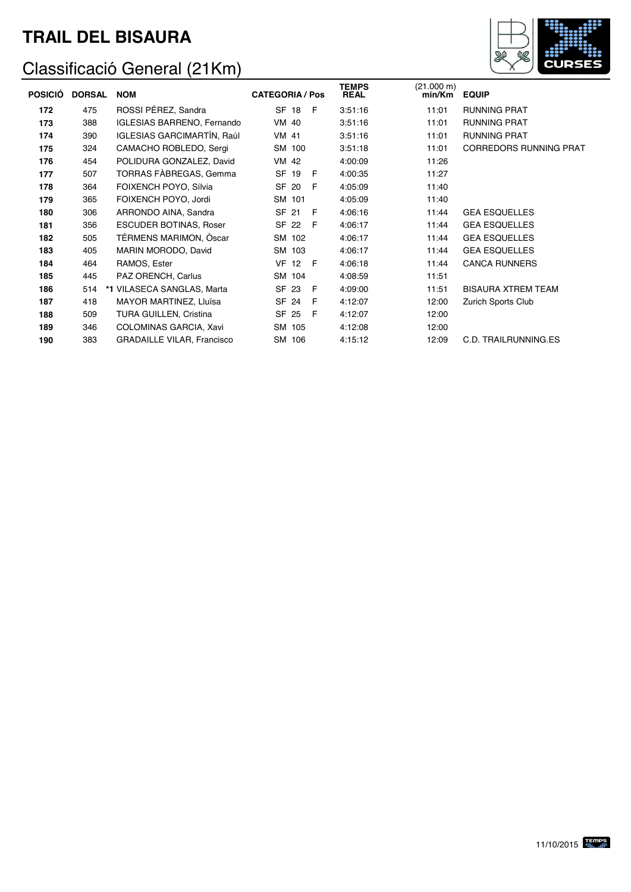# TRAIL DEL BISAURA

## Classificació General (21Km)

| POSICIÓ | DORSAL | NOM | CATEGORIA / Pos | | TEMPS REAL | (21.000 m) min/Km | EQUIP |
|---|---|---|---|---|---|---|---|
| 172 | 475 | ROSSI PÉREZ, Sandra | SF 18 | F | 3:51:16 | 11:01 | RUNNING PRAT |
| 173 | 388 | IGLESIAS BARRENO, Fernando | VM 40 | | 3:51:16 | 11:01 | RUNNING PRAT |
| 174 | 390 | IGLESIAS GARCIMARTÍN, Raúl | VM 41 | | 3:51:16 | 11:01 | RUNNING PRAT |
| 175 | 324 | CAMACHO ROBLEDO, Sergi | SM 100 | | 3:51:18 | 11:01 | CORREDORS RUNNING PRAT |
| 176 | 454 | POLIDURA GONZALEZ, David | VM 42 | | 4:00:09 | 11:26 | |
| 177 | 507 | TORRAS FÀBREGAS, Gemma | SF 19 | F | 4:00:35 | 11:27 | |
| 178 | 364 | FOIXENCH POYO, Sílvia | SF 20 | F | 4:05:09 | 11:40 | |
| 179 | 365 | FOIXENCH POYO, Jordi | SM 101 | | 4:05:09 | 11:40 | |
| 180 | 306 | ARRONDO AINA, Sandra | SF 21 | F | 4:06:16 | 11:44 | GEA ESQUELLES |
| 181 | 356 | ESCUDER BOTINAS, Roser | SF 22 | F | 4:06:17 | 11:44 | GEA ESQUELLES |
| 182 | 505 | TÉRMENS MARIMON, Òscar | SM 102 | | 4:06:17 | 11:44 | GEA ESQUELLES |
| 183 | 405 | MARIN MORODO, David | SM 103 | | 4:06:17 | 11:44 | GEA ESQUELLES |
| 184 | 464 | RAMOS, Ester | VF 12 | F | 4:06:18 | 11:44 | CANCA RUNNERS |
| 185 | 445 | PAZ ORENCH, Carlus | SM 104 | | 4:08:59 | 11:51 | |
| 186 | 514 | *1 VILASECA SANGLAS, Marta | SF 23 | F | 4:09:00 | 11:51 | BISAURA XTREM TEAM |
| 187 | 418 | MAYOR MARTINEZ, Lluïsa | SF 24 | F | 4:12:07 | 12:00 | Zurich Sports Club |
| 188 | 509 | TURA GUILLEN, Cristina | SF 25 | F | 4:12:07 | 12:00 | |
| 189 | 346 | COLOMINAS GARCIA, Xavi | SM 105 | | 4:12:08 | 12:00 | |
| 190 | 383 | GRADAILLE VILAR, Francisco | SM 106 | | 4:15:12 | 12:09 | C.D. TRAILRUNNING.ES |

11/10/2015